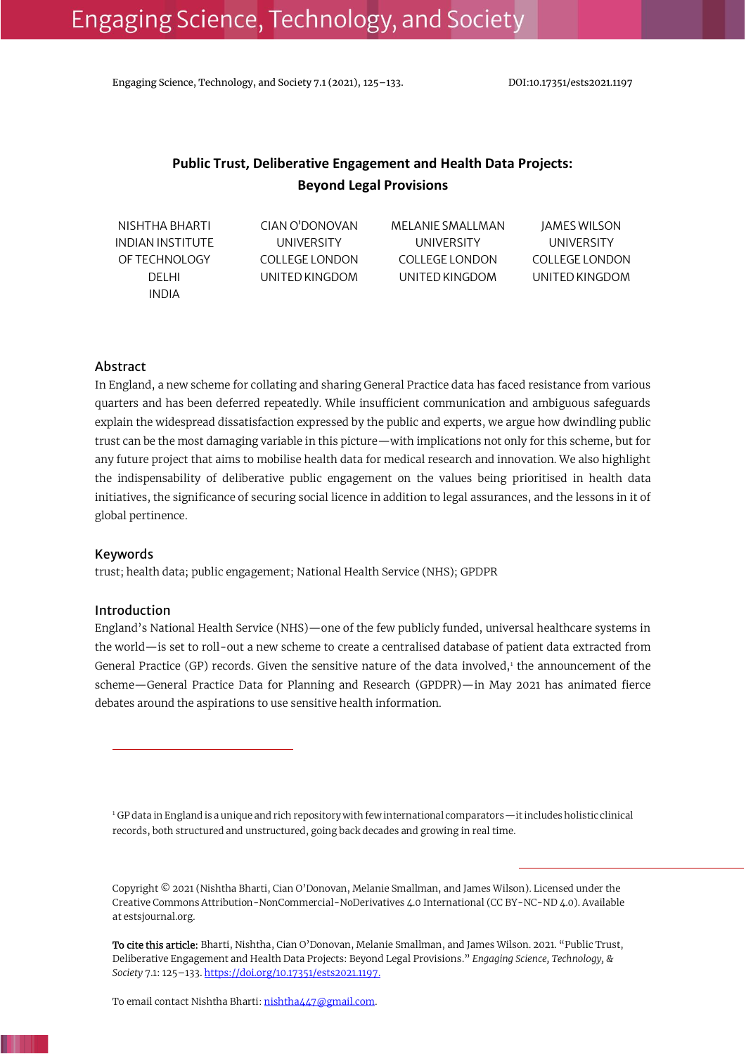# Public Trust, Deliberative Engagement and Health Data Projects: Beyond Legal Provisions

NISHTHA BHARTI
INDIAN INSTITUTE OF TECHNOLOGY DELHI
INDIA

CIAN O'DONOVAN
UNIVERSITY COLLEGE LONDON
UNITED KINGDOM

MELANIE SMALLMAN
UNIVERSITY COLLEGE LONDON
UNITED KINGDOM

JAMES WILSON
UNIVERSITY COLLEGE LONDON
UNITED KINGDOM

## Abstract

In England, a new scheme for collating and sharing General Practice data has faced resistance from various quarters and has been deferred repeatedly. While insufficient communication and ambiguous safeguards explain the widespread dissatisfaction expressed by the public and experts, we argue how dwindling public trust can be the most damaging variable in this picture—with implications not only for this scheme, but for any future project that aims to mobilise health data for medical research and innovation. We also highlight the indispensability of deliberative public engagement on the values being prioritised in health data initiatives, the significance of securing social licence in addition to legal assurances, and the lessons in it of global pertinence.

## Keywords

trust; health data; public engagement; National Health Service (NHS); GPDPR

## Introduction

England's National Health Service (NHS)—one of the few publicly funded, universal healthcare systems in the world—is set to roll-out a new scheme to create a centralised database of patient data extracted from General Practice (GP) records. Given the sensitive nature of the data involved,[1] the announcement of the scheme—General Practice Data for Planning and Research (GPDPR)—in May 2021 has animated fierce debates around the aspirations to use sensitive health information.

[1] GP data in England is a unique and rich repository with few international comparators—it includes holistic clinical records, both structured and unstructured, going back decades and growing in real time.

Copyright © 2021 (Nishtha Bharti, Cian O'Donovan, Melanie Smallman, and James Wilson). Licensed under the Creative Commons Attribution-NonCommercial-NoDerivatives 4.0 International (CC BY-NC-ND 4.0). Available at estsjournal.org.

**To cite this article:** Bharti, Nishtha, Cian O'Donovan, Melanie Smallman, and James Wilson. 2021. "Public Trust, Deliberative Engagement and Health Data Projects: Beyond Legal Provisions." *Engaging Science, Technology, & Society* 7.1: 125–133. https://doi.org/10.17351/ests2021.1197.

To email contact Nishtha Bharti: nishtha447@gmail.com.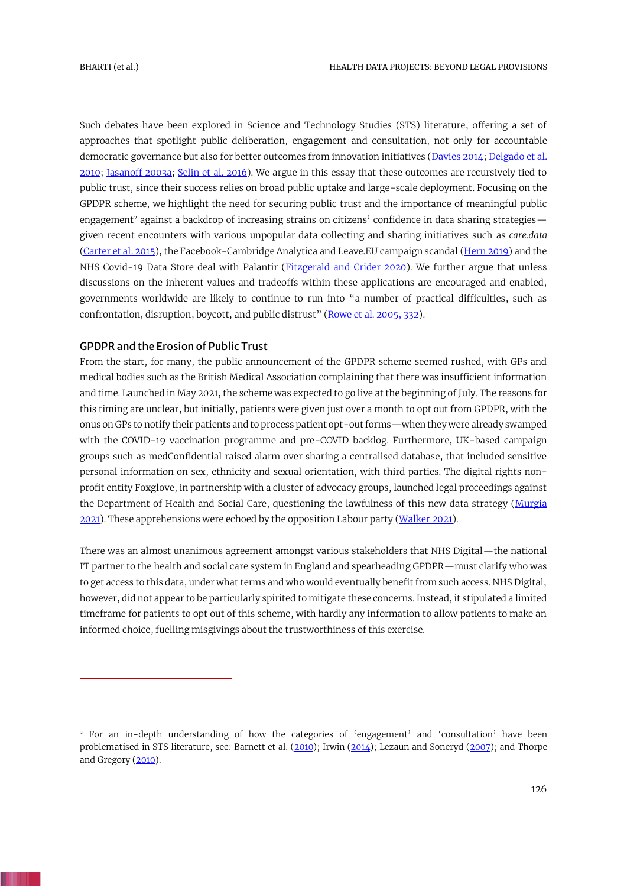Such debates have been explored in Science and Technology Studies (STS) literature, offering a set of approaches that spotlight public deliberation, engagement and consultation, not only for accountable democratic governance but also for better outcomes from innovation initiatives (Davies 2014; Delgado et al. 2010; Jasanoff 2003a; Selin et al. 2016). We argue in this essay that these outcomes are recursively tied to public trust, since their success relies on broad public uptake and large-scale deployment. Focusing on the GPDPR scheme, we highlight the need for securing public trust and the importance of meaningful public engagement[2] against a backdrop of increasing strains on citizens' confidence in data sharing strategies—given recent encounters with various unpopular data collecting and sharing initiatives such as *care.data* (Carter et al. 2015), the Facebook-Cambridge Analytica and Leave.EU campaign scandal (Hern 2019) and the NHS Covid-19 Data Store deal with Palantir (Fitzgerald and Crider 2020). We further argue that unless discussions on the inherent values and tradeoffs within these applications are encouraged and enabled, governments worldwide are likely to continue to run into "a number of practical difficulties, such as confrontation, disruption, boycott, and public distrust" (Rowe et al. 2005, 332).

## GPDPR and the Erosion of Public Trust

From the start, for many, the public announcement of the GPDPR scheme seemed rushed, with GPs and medical bodies such as the British Medical Association complaining that there was insufficient information and time. Launched in May 2021, the scheme was expected to go live at the beginning of July. The reasons for this timing are unclear, but initially, patients were given just over a month to opt out from GPDPR, with the onus on GPs to notify their patients and to process patient opt-out forms—when they were already swamped with the COVID-19 vaccination programme and pre-COVID backlog. Furthermore, UK-based campaign groups such as medConfidential raised alarm over sharing a centralised database, that included sensitive personal information on sex, ethnicity and sexual orientation, with third parties. The digital rights non-profit entity Foxglove, in partnership with a cluster of advocacy groups, launched legal proceedings against the Department of Health and Social Care, questioning the lawfulness of this new data strategy (Murgia 2021). These apprehensions were echoed by the opposition Labour party (Walker 2021).

There was an almost unanimous agreement amongst various stakeholders that NHS Digital—the national IT partner to the health and social care system in England and spearheading GPDPR—must clarify who was to get access to this data, under what terms and who would eventually benefit from such access. NHS Digital, however, did not appear to be particularly spirited to mitigate these concerns. Instead, it stipulated a limited timeframe for patients to opt out of this scheme, with hardly any information to allow patients to make an informed choice, fuelling misgivings about the trustworthiness of this exercise.

---

[2] For an in-depth understanding of how the categories of 'engagement' and 'consultation' have been problematised in STS literature, see: Barnett et al. (2010); Irwin (2014); Lezaun and Soneryd (2007); and Thorpe and Gregory (2010).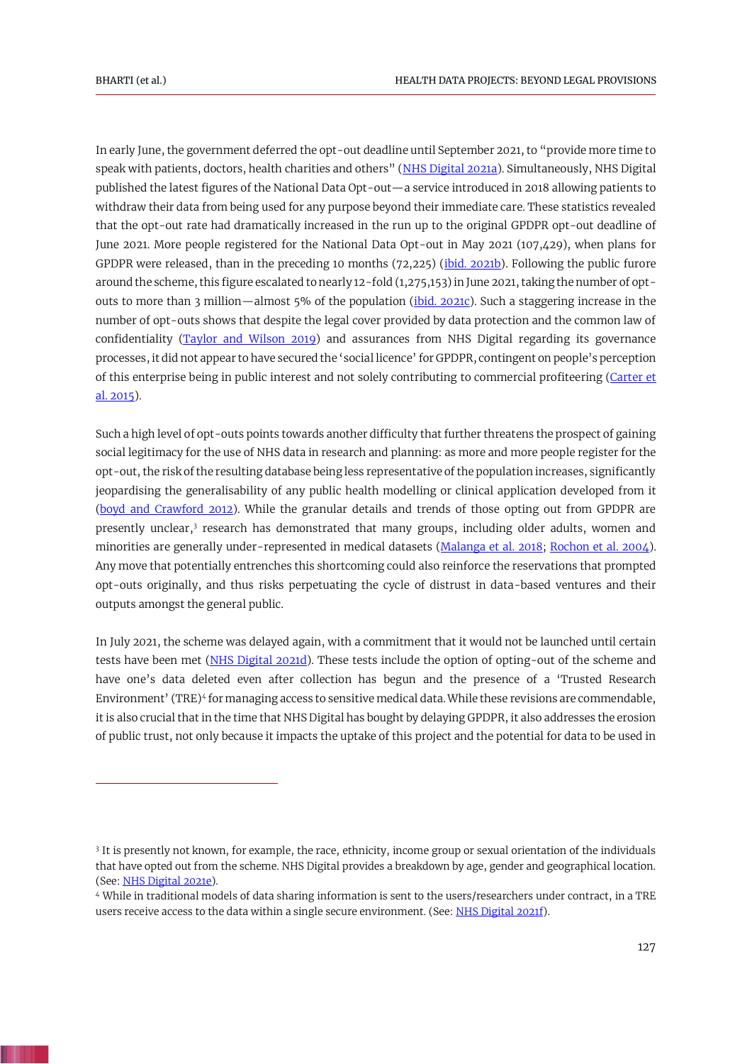In early June, the government deferred the opt-out deadline until September 2021, to "provide more time to speak with patients, doctors, health charities and others" (NHS Digital 2021a). Simultaneously, NHS Digital published the latest figures of the National Data Opt-out—a service introduced in 2018 allowing patients to withdraw their data from being used for any purpose beyond their immediate care. These statistics revealed that the opt-out rate had dramatically increased in the run up to the original GPDPR opt-out deadline of June 2021. More people registered for the National Data Opt-out in May 2021 (107,429), when plans for GPDPR were released, than in the preceding 10 months (72,225) (ibid. 2021b). Following the public furore around the scheme, this figure escalated to nearly 12-fold (1,275,153) in June 2021, taking the number of opt-outs to more than 3 million—almost 5% of the population (ibid. 2021c). Such a staggering increase in the number of opt-outs shows that despite the legal cover provided by data protection and the common law of confidentiality (Taylor and Wilson 2019) and assurances from NHS Digital regarding its governance processes, it did not appear to have secured the 'social licence' for GPDPR, contingent on people's perception of this enterprise being in public interest and not solely contributing to commercial profiteering (Carter et al. 2015).

Such a high level of opt-outs points towards another difficulty that further threatens the prospect of gaining social legitimacy for the use of NHS data in research and planning: as more and more people register for the opt-out, the risk of the resulting database being less representative of the population increases, significantly jeopardising the generalisability of any public health modelling or clinical application developed from it (boyd and Crawford 2012). While the granular details and trends of those opting out from GPDPR are presently unclear,[3] research has demonstrated that many groups, including older adults, women and minorities are generally under-represented in medical datasets (Malanga et al. 2018; Rochon et al. 2004). Any move that potentially entrenches this shortcoming could also reinforce the reservations that prompted opt-outs originally, and thus risks perpetuating the cycle of distrust in data-based ventures and their outputs amongst the general public.

In July 2021, the scheme was delayed again, with a commitment that it would not be launched until certain tests have been met (NHS Digital 2021d). These tests include the option of opting-out of the scheme and have one's data deleted even after collection has begun and the presence of a 'Trusted Research Environment' (TRE)[4] for managing access to sensitive medical data. While these revisions are commendable, it is also crucial that in the time that NHS Digital has bought by delaying GPDPR, it also addresses the erosion of public trust, not only because it impacts the uptake of this project and the potential for data to be used in

---

[3] It is presently not known, for example, the race, ethnicity, income group or sexual orientation of the individuals that have opted out from the scheme. NHS Digital provides a breakdown by age, gender and geographical location. (See: NHS Digital 2021e).

[4] While in traditional models of data sharing information is sent to the users/researchers under contract, in a TRE users receive access to the data within a single secure environment. (See: NHS Digital 2021f).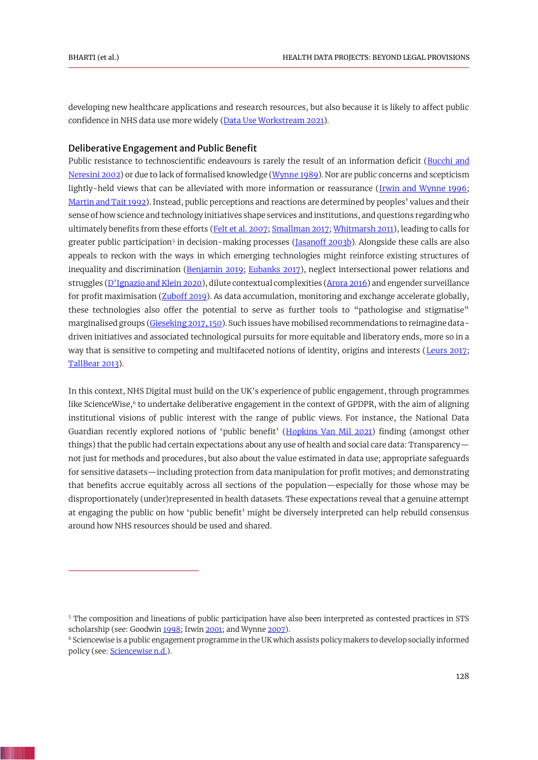developing new healthcare applications and research resources, but also because it is likely to affect public confidence in NHS data use more widely (Data Use Workstream 2021).

## Deliberative Engagement and Public Benefit

Public resistance to technoscientific endeavours is rarely the result of an information deficit (Bucchi and Neresini 2002) or due to lack of formalised knowledge (Wynne 1989). Nor are public concerns and scepticism lightly-held views that can be alleviated with more information or reassurance (Irwin and Wynne 1996; Martin and Tait 1992). Instead, public perceptions and reactions are determined by peoples' values and their sense of how science and technology initiatives shape services and institutions, and questions regarding who ultimately benefits from these efforts (Felt et al. 2007; Smallman 2017; Whitmarsh 2011), leading to calls for greater public participation[5] in decision-making processes (Jasanoff 2003b). Alongside these calls are also appeals to reckon with the ways in which emerging technologies might reinforce existing structures of inequality and discrimination (Benjamin 2019; Eubanks 2017), neglect intersectional power relations and struggles (D'Ignazio and Klein 2020), dilute contextual complexities (Arora 2016) and engender surveillance for profit maximisation (Zuboff 2019). As data accumulation, monitoring and exchange accelerate globally, these technologies also offer the potential to serve as further tools to "pathologise and stigmatise" marginalised groups (Gieseking 2017, 150). Such issues have mobilised recommendations to reimagine data-driven initiatives and associated technological pursuits for more equitable and liberatory ends, more so in a way that is sensitive to competing and multifaceted notions of identity, origins and interests (Leurs 2017; TallBear 2013).

In this context, NHS Digital must build on the UK's experience of public engagement, through programmes like ScienceWise,[6] to undertake deliberative engagement in the context of GPDPR, with the aim of aligning institutional visions of public interest with the range of public views. For instance, the National Data Guardian recently explored notions of 'public benefit' (Hopkins Van Mil 2021) finding (amongst other things) that the public had certain expectations about any use of health and social care data: Transparency—not just for methods and procedures, but also about the value estimated in data use; appropriate safeguards for sensitive datasets—including protection from data manipulation for profit motives; and demonstrating that benefits accrue equitably across all sections of the population—especially for those whose may be disproportionately (under)represented in health datasets. These expectations reveal that a genuine attempt at engaging the public on how 'public benefit' might be diversely interpreted can help rebuild consensus around how NHS resources should be used and shared.

---

[5] The composition and lineations of public participation have also been interpreted as contested practices in STS scholarship (see: Goodwin 1998; Irwin 2001; and Wynne 2007).

[6] Sciencewise is a public engagement programme in the UK which assists policy makers to develop socially informed policy (see: Sciencewise n.d.).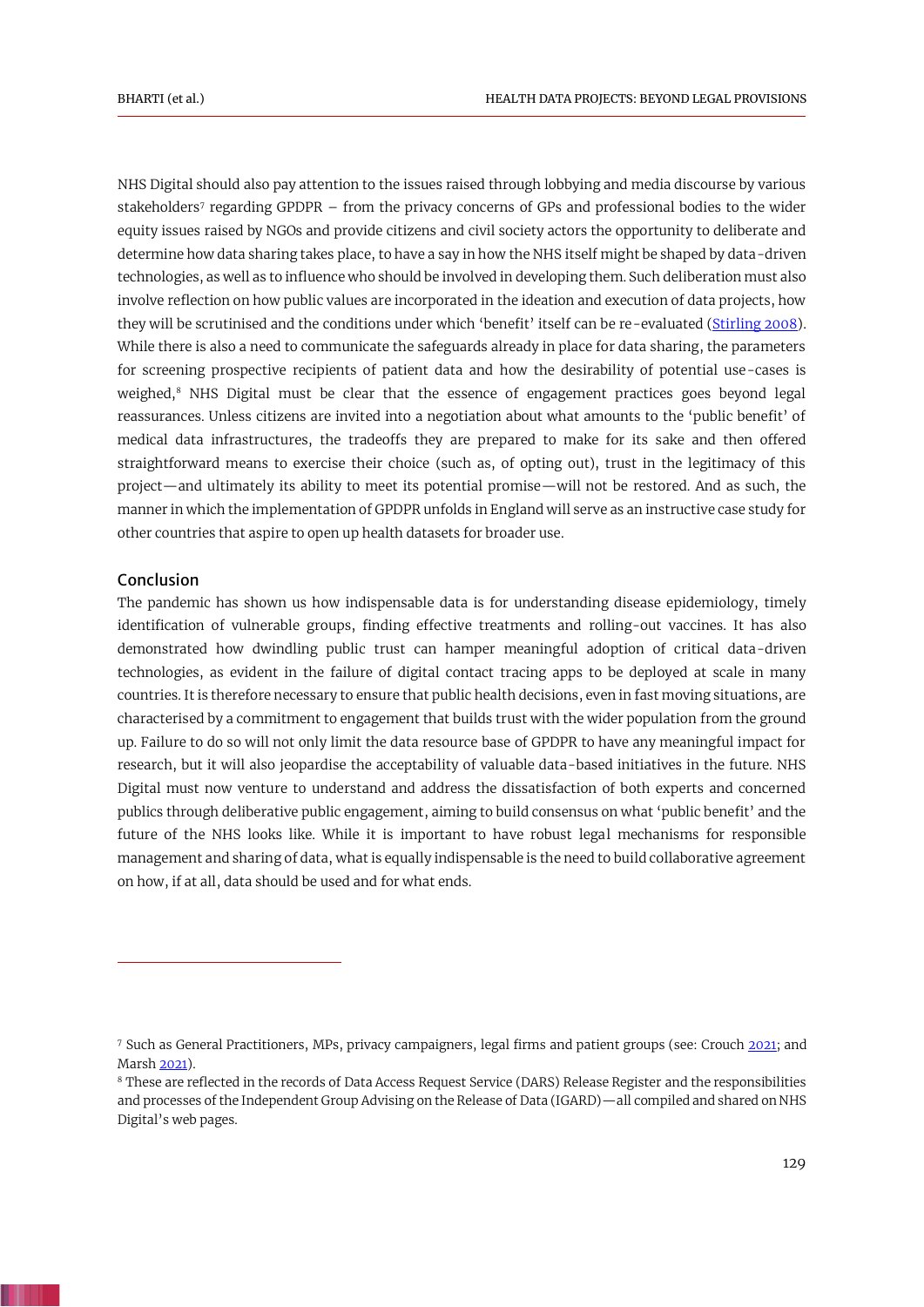NHS Digital should also pay attention to the issues raised through lobbying and media discourse by various stakeholders[7] regarding GPDPR – from the privacy concerns of GPs and professional bodies to the wider equity issues raised by NGOs and provide citizens and civil society actors the opportunity to deliberate and determine how data sharing takes place, to have a say in how the NHS itself might be shaped by data-driven technologies, as well as to influence who should be involved in developing them. Such deliberation must also involve reflection on how public values are incorporated in the ideation and execution of data projects, how they will be scrutinised and the conditions under which 'benefit' itself can be re-evaluated (Stirling 2008). While there is also a need to communicate the safeguards already in place for data sharing, the parameters for screening prospective recipients of patient data and how the desirability of potential use-cases is weighed,[8] NHS Digital must be clear that the essence of engagement practices goes beyond legal reassurances. Unless citizens are invited into a negotiation about what amounts to the 'public benefit' of medical data infrastructures, the tradeoffs they are prepared to make for its sake and then offered straightforward means to exercise their choice (such as, of opting out), trust in the legitimacy of this project—and ultimately its ability to meet its potential promise—will not be restored. And as such, the manner in which the implementation of GPDPR unfolds in England will serve as an instructive case study for other countries that aspire to open up health datasets for broader use.

## Conclusion

The pandemic has shown us how indispensable data is for understanding disease epidemiology, timely identification of vulnerable groups, finding effective treatments and rolling-out vaccines. It has also demonstrated how dwindling public trust can hamper meaningful adoption of critical data-driven technologies, as evident in the failure of digital contact tracing apps to be deployed at scale in many countries. It is therefore necessary to ensure that public health decisions, even in fast moving situations, are characterised by a commitment to engagement that builds trust with the wider population from the ground up. Failure to do so will not only limit the data resource base of GPDPR to have any meaningful impact for research, but it will also jeopardise the acceptability of valuable data-based initiatives in the future. NHS Digital must now venture to understand and address the dissatisfaction of both experts and concerned publics through deliberative public engagement, aiming to build consensus on what 'public benefit' and the future of the NHS looks like. While it is important to have robust legal mechanisms for responsible management and sharing of data, what is equally indispensable is the need to build collaborative agreement on how, if at all, data should be used and for what ends.

---

[7] Such as General Practitioners, MPs, privacy campaigners, legal firms and patient groups (see: Crouch 2021; and Marsh 2021).

[8] These are reflected in the records of Data Access Request Service (DARS) Release Register and the responsibilities and processes of the Independent Group Advising on the Release of Data (IGARD)—all compiled and shared on NHS Digital's web pages.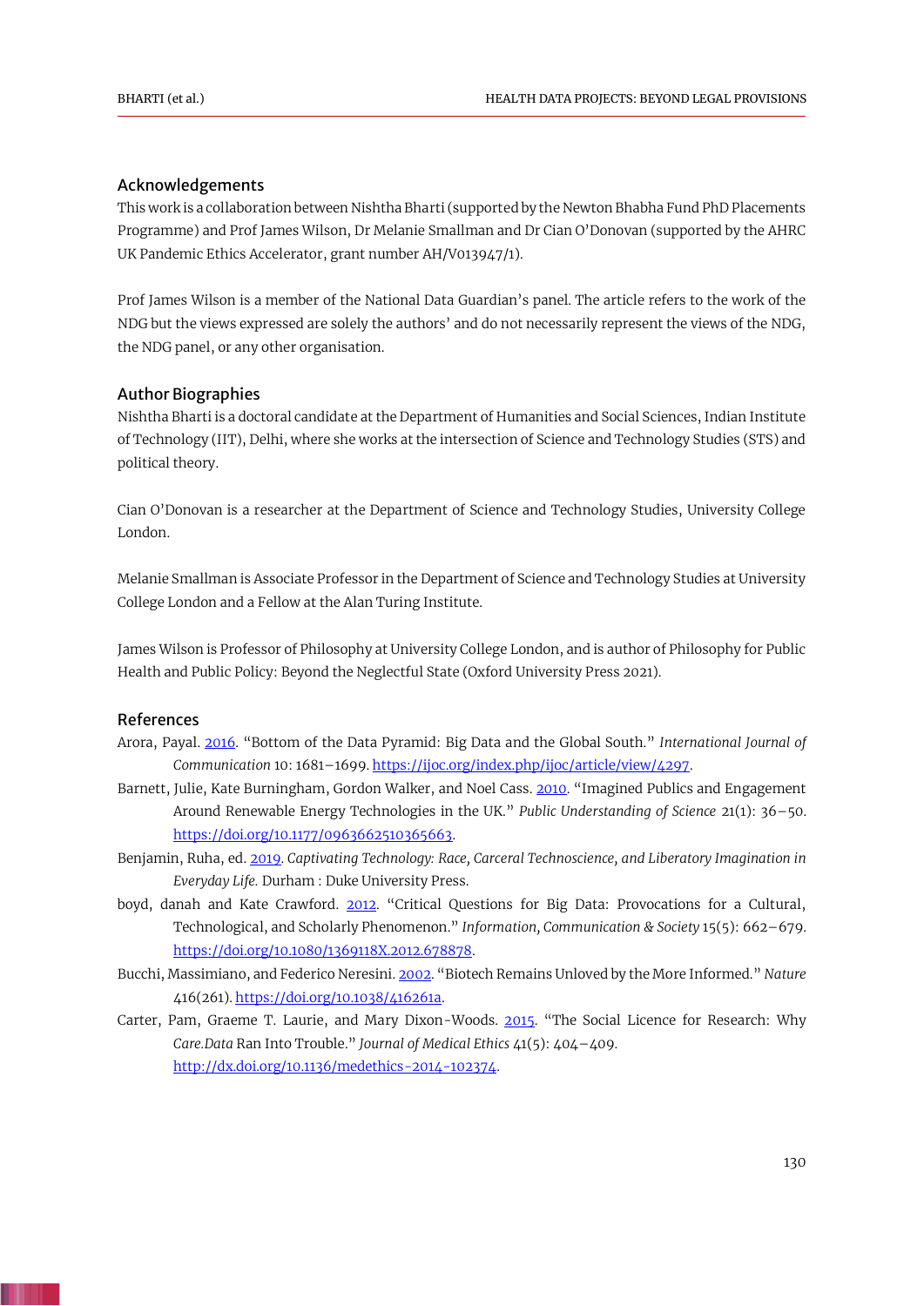## Acknowledgements

This work is a collaboration between Nishtha Bharti (supported by the Newton Bhabha Fund PhD Placements Programme) and Prof James Wilson, Dr Melanie Smallman and Dr Cian O'Donovan (supported by the AHRC UK Pandemic Ethics Accelerator, grant number AH/V013947/1).

Prof James Wilson is a member of the National Data Guardian's panel. The article refers to the work of the NDG but the views expressed are solely the authors' and do not necessarily represent the views of the NDG, the NDG panel, or any other organisation.

## Author Biographies

Nishtha Bharti is a doctoral candidate at the Department of Humanities and Social Sciences, Indian Institute of Technology (IIT), Delhi, where she works at the intersection of Science and Technology Studies (STS) and political theory.

Cian O'Donovan is a researcher at the Department of Science and Technology Studies, University College London.

Melanie Smallman is Associate Professor in the Department of Science and Technology Studies at University College London and a Fellow at the Alan Turing Institute.

James Wilson is Professor of Philosophy at University College London, and is author of Philosophy for Public Health and Public Policy: Beyond the Neglectful State (Oxford University Press 2021).

## References

Arora, Payal. 2016. "Bottom of the Data Pyramid: Big Data and the Global South." *International Journal of Communication* 10: 1681–1699. https://ijoc.org/index.php/ijoc/article/view/4297.

Barnett, Julie, Kate Burningham, Gordon Walker, and Noel Cass. 2010. "Imagined Publics and Engagement Around Renewable Energy Technologies in the UK." *Public Understanding of Science* 21(1): 36–50. https://doi.org/10.1177/0963662510365663.

Benjamin, Ruha, ed. 2019. *Captivating Technology: Race, Carceral Technoscience, and Liberatory Imagination in Everyday Life.* Durham : Duke University Press.

boyd, danah and Kate Crawford. 2012. "Critical Questions for Big Data: Provocations for a Cultural, Technological, and Scholarly Phenomenon." *Information, Communication & Society* 15(5): 662–679. https://doi.org/10.1080/1369118X.2012.678878.

Bucchi, Massimiano, and Federico Neresini. 2002. "Biotech Remains Unloved by the More Informed." *Nature* 416(261). https://doi.org/10.1038/416261a.

Carter, Pam, Graeme T. Laurie, and Mary Dixon-Woods. 2015. "The Social Licence for Research: Why *Care.Data* Ran Into Trouble." *Journal of Medical Ethics* 41(5): 404–409. http://dx.doi.org/10.1136/medethics-2014-102374.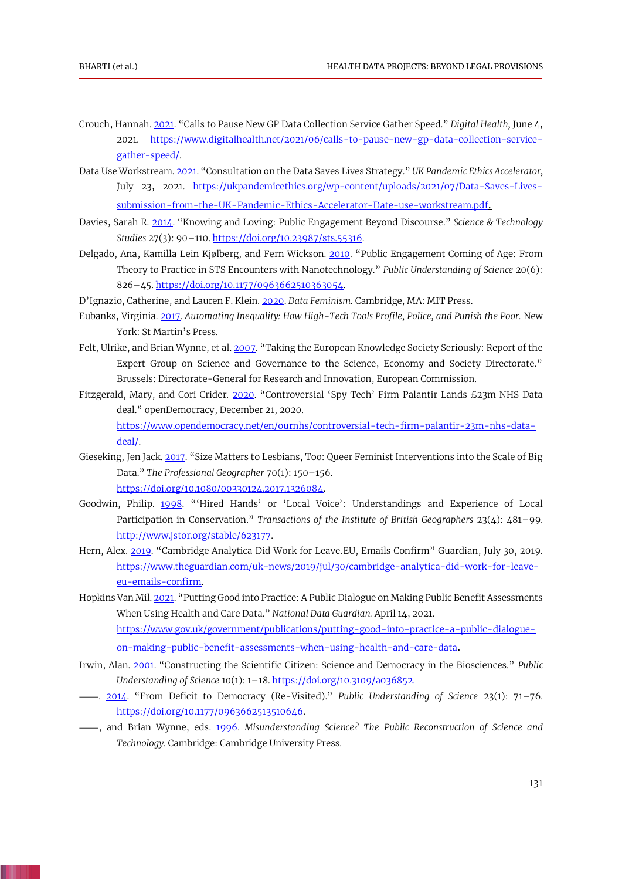Crouch, Hannah. 2021. "Calls to Pause New GP Data Collection Service Gather Speed." *Digital Health,* June 4, 2021. https://www.digitalhealth.net/2021/06/calls-to-pause-new-gp-data-collection-service-gather-speed/.

Data Use Workstream. 2021. "Consultation on the Data Saves Lives Strategy." *UK Pandemic Ethics Accelerator,* July 23, 2021. https://ukpandemicethics.org/wp-content/uploads/2021/07/Data-Saves-Lives-submission-from-the-UK-Pandemic-Ethics-Accelerator-Date-use-workstream.pdf.

Davies, Sarah R. 2014. "Knowing and Loving: Public Engagement Beyond Discourse." *Science & Technology Studies* 27(3): 90–110. https://doi.org/10.23987/sts.55316.

Delgado, Ana, Kamilla Lein Kjølberg, and Fern Wickson. 2010. "Public Engagement Coming of Age: From Theory to Practice in STS Encounters with Nanotechnology." *Public Understanding of Science* 20(6): 826–45. https://doi.org/10.1177/0963662510363054.

D'Ignazio, Catherine, and Lauren F. Klein. 2020. *Data Feminism.* Cambridge, MA: MIT Press.

Eubanks, Virginia. 2017. *Automating Inequality: How High-Tech Tools Profile, Police, and Punish the Poor.* New York: St Martin's Press.

Felt, Ulrike, and Brian Wynne, et al. 2007. "Taking the European Knowledge Society Seriously: Report of the Expert Group on Science and Governance to the Science, Economy and Society Directorate." Brussels: Directorate-General for Research and Innovation, European Commission.

Fitzgerald, Mary, and Cori Crider. 2020. "Controversial 'Spy Tech' Firm Palantir Lands £23m NHS Data deal." openDemocracy, December 21, 2020. https://www.opendemocracy.net/en/ournhs/controversial-tech-firm-palantir-23m-nhs-data-deal/.

Gieseking, Jen Jack. 2017. "Size Matters to Lesbians, Too: Queer Feminist Interventions into the Scale of Big Data." *The Professional Geographer* 70(1): 150–156. https://doi.org/10.1080/00330124.2017.1326084.

Goodwin, Philip. 1998. "'Hired Hands' or 'Local Voice': Understandings and Experience of Local Participation in Conservation." *Transactions of the Institute of British Geographers* 23(4): 481–99. http://www.jstor.org/stable/623177.

Hern, Alex. 2019. "Cambridge Analytica Did Work for Leave.EU, Emails Confirm" Guardian, July 30, 2019. https://www.theguardian.com/uk-news/2019/jul/30/cambridge-analytica-did-work-for-leave-eu-emails-confirm.

Hopkins Van Mil. 2021. "Putting Good into Practice: A Public Dialogue on Making Public Benefit Assessments When Using Health and Care Data." *National Data Guardian.* April 14, 2021. https://www.gov.uk/government/publications/putting-good-into-practice-a-public-dialogue-on-making-public-benefit-assessments-when-using-health-and-care-data.

Irwin, Alan. 2001. "Constructing the Scientific Citizen: Science and Democracy in the Biosciences." *Public Understanding of Science* 10(1): 1–18. https://doi.org/10.3109/a036852.

——. 2014. "From Deficit to Democracy (Re-Visited)." *Public Understanding of Science* 23(1): 71–76. https://doi.org/10.1177/0963662513510646.

——, and Brian Wynne, eds. 1996. *Misunderstanding Science? The Public Reconstruction of Science and Technology.* Cambridge: Cambridge University Press.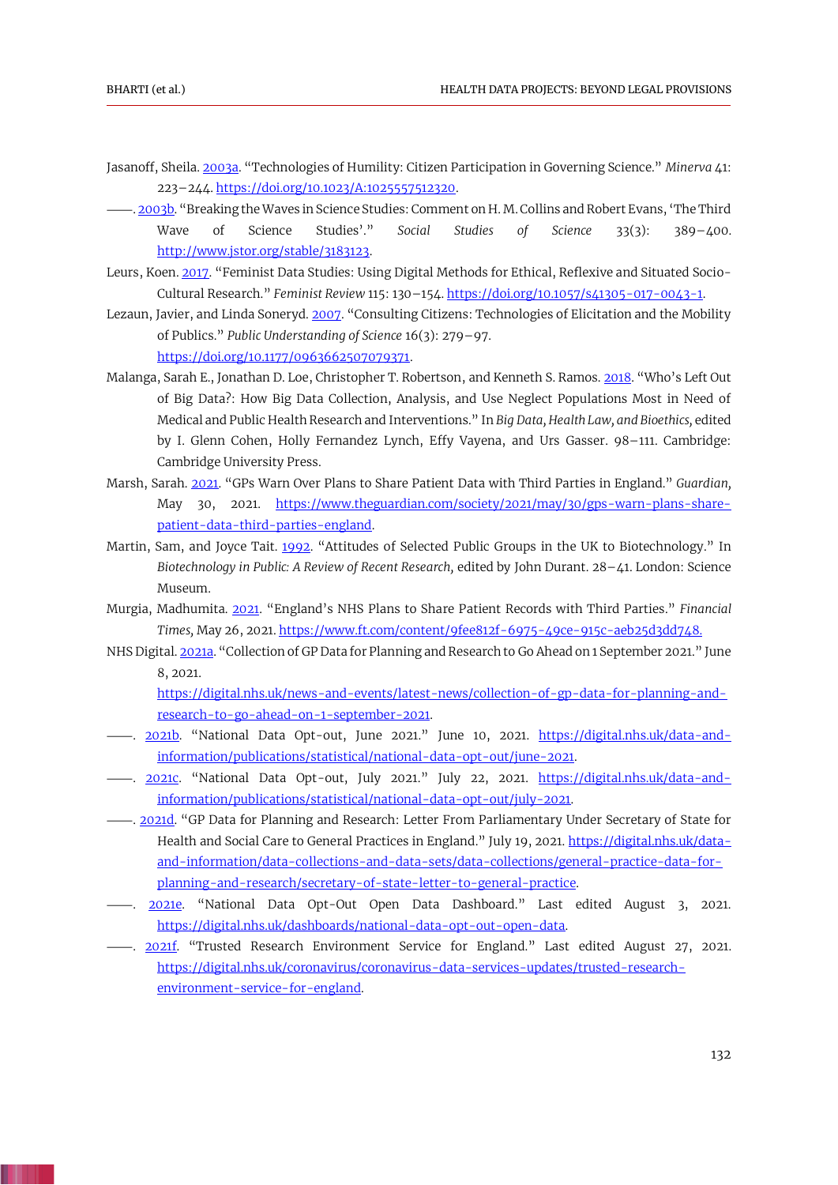Jasanoff, Sheila. 2003a. "Technologies of Humility: Citizen Participation in Governing Science." *Minerva* 41: 223–244. https://doi.org/10.1023/A:1025557512320.

——. 2003b. "Breaking the Waves in Science Studies: Comment on H. M. Collins and Robert Evans, 'The Third Wave of Science Studies'." *Social Studies of Science* 33(3): 389–400. http://www.jstor.org/stable/3183123.

Leurs, Koen. 2017. "Feminist Data Studies: Using Digital Methods for Ethical, Reflexive and Situated Socio-Cultural Research." *Feminist Review* 115: 130–154. https://doi.org/10.1057/s41305-017-0043-1.

Lezaun, Javier, and Linda Soneryd. 2007. "Consulting Citizens: Technologies of Elicitation and the Mobility of Publics." *Public Understanding of Science* 16(3): 279–97. https://doi.org/10.1177/0963662507079371.

Malanga, Sarah E., Jonathan D. Loe, Christopher T. Robertson, and Kenneth S. Ramos. 2018. "Who's Left Out of Big Data?: How Big Data Collection, Analysis, and Use Neglect Populations Most in Need of Medical and Public Health Research and Interventions." In *Big Data, Health Law, and Bioethics*, edited by I. Glenn Cohen, Holly Fernandez Lynch, Effy Vayena, and Urs Gasser. 98–111. Cambridge: Cambridge University Press.

Marsh, Sarah. 2021. "GPs Warn Over Plans to Share Patient Data with Third Parties in England." *Guardian*, May 30, 2021. https://www.theguardian.com/society/2021/may/30/gps-warn-plans-share-patient-data-third-parties-england.

Martin, Sam, and Joyce Tait. 1992. "Attitudes of Selected Public Groups in the UK to Biotechnology." In *Biotechnology in Public: A Review of Recent Research*, edited by John Durant. 28–41. London: Science Museum.

Murgia, Madhumita. 2021. "England's NHS Plans to Share Patient Records with Third Parties." *Financial Times*, May 26, 2021. https://www.ft.com/content/9fee812f-6975-49ce-915c-aeb25d3dd748.

NHS Digital. 2021a. "Collection of GP Data for Planning and Research to Go Ahead on 1 September 2021." June 8, 2021. https://digital.nhs.uk/news-and-events/latest-news/collection-of-gp-data-for-planning-and-research-to-go-ahead-on-1-september-2021.

——. 2021b. "National Data Opt-out, June 2021." June 10, 2021. https://digital.nhs.uk/data-and-information/publications/statistical/national-data-opt-out/june-2021.

——. 2021c. "National Data Opt-out, July 2021." July 22, 2021. https://digital.nhs.uk/data-and-information/publications/statistical/national-data-opt-out/july-2021.

——. 2021d. "GP Data for Planning and Research: Letter From Parliamentary Under Secretary of State for Health and Social Care to General Practices in England." July 19, 2021. https://digital.nhs.uk/data-and-information/data-collections-and-data-sets/data-collections/general-practice-data-for-planning-and-research/secretary-of-state-letter-to-general-practice.

——. 2021e. "National Data Opt-Out Open Data Dashboard." Last edited August 3, 2021. https://digital.nhs.uk/dashboards/national-data-opt-out-open-data.

——. 2021f. "Trusted Research Environment Service for England." Last edited August 27, 2021. https://digital.nhs.uk/coronavirus/coronavirus-data-services-updates/trusted-research-environment-service-for-england.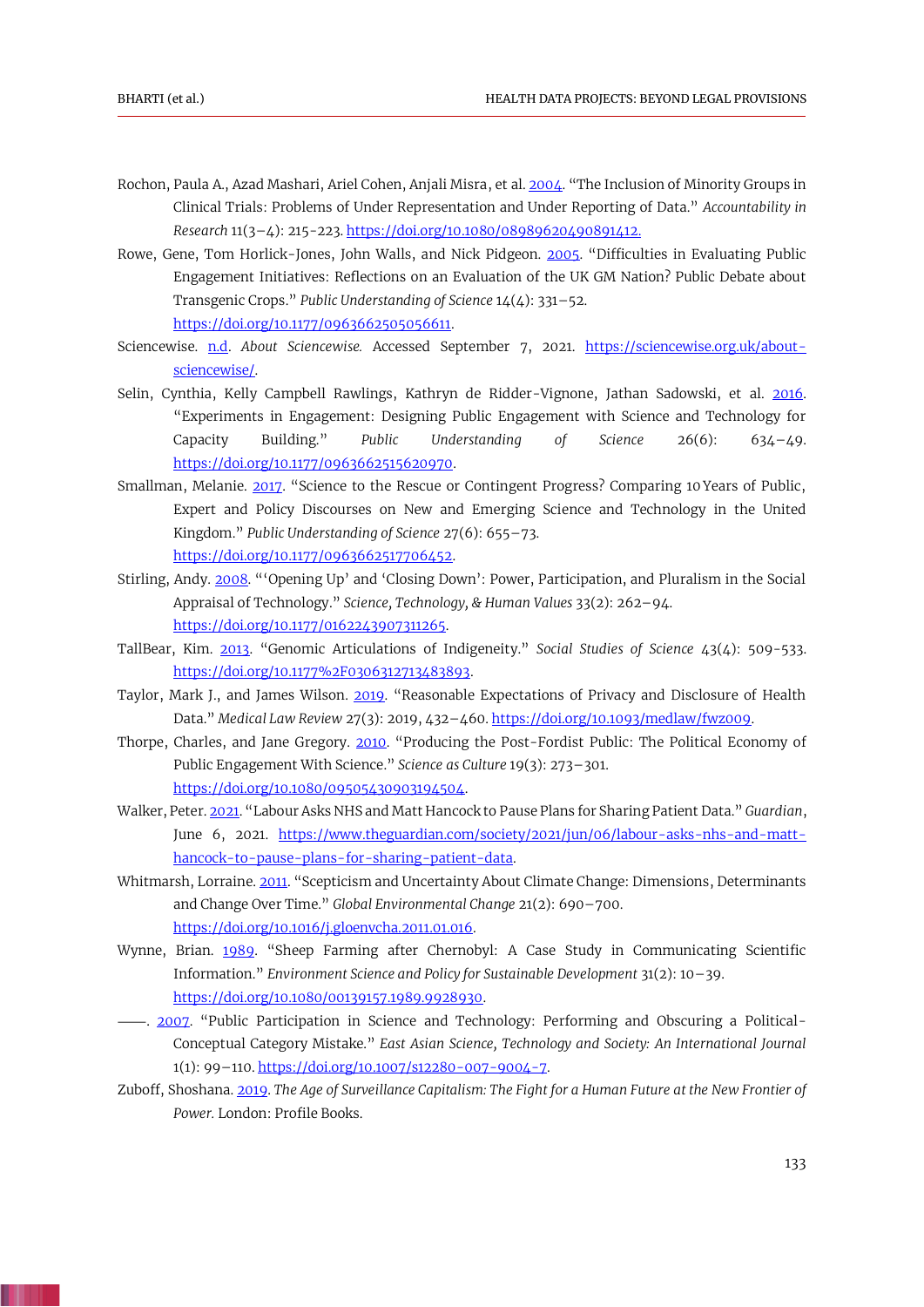Rochon, Paula A., Azad Mashari, Ariel Cohen, Anjali Misra, et al. 2004. "The Inclusion of Minority Groups in Clinical Trials: Problems of Under Representation and Under Reporting of Data." *Accountability in Research* 11(3–4): 215-223. https://doi.org/10.1080/08989620490891412.

Rowe, Gene, Tom Horlick-Jones, John Walls, and Nick Pidgeon. 2005. "Difficulties in Evaluating Public Engagement Initiatives: Reflections on an Evaluation of the UK GM Nation? Public Debate about Transgenic Crops." *Public Understanding of Science* 14(4): 331–52. https://doi.org/10.1177/0963662505056611.

Sciencewise. n.d. *About Sciencewise.* Accessed September 7, 2021. https://sciencewise.org.uk/about-sciencewise/.

Selin, Cynthia, Kelly Campbell Rawlings, Kathryn de Ridder-Vignone, Jathan Sadowski, et al. 2016. "Experiments in Engagement: Designing Public Engagement with Science and Technology for Capacity Building." *Public Understanding of Science* 26(6): 634–49. https://doi.org/10.1177/0963662515620970.

Smallman, Melanie. 2017. "Science to the Rescue or Contingent Progress? Comparing 10 Years of Public, Expert and Policy Discourses on New and Emerging Science and Technology in the United Kingdom." *Public Understanding of Science* 27(6): 655–73. https://doi.org/10.1177/0963662517706452.

Stirling, Andy. 2008. "'Opening Up' and 'Closing Down': Power, Participation, and Pluralism in the Social Appraisal of Technology." *Science, Technology, & Human Values* 33(2): 262–94. https://doi.org/10.1177/0162243907311265.

TallBear, Kim. 2013. "Genomic Articulations of Indigeneity." *Social Studies of Science* 43(4): 509-533. https://doi.org/10.1177%2F0306312713483893.

Taylor, Mark J., and James Wilson. 2019. "Reasonable Expectations of Privacy and Disclosure of Health Data." *Medical Law Review* 27(3): 2019, 432–460. https://doi.org/10.1093/medlaw/fwz009.

Thorpe, Charles, and Jane Gregory. 2010. "Producing the Post-Fordist Public: The Political Economy of Public Engagement With Science." *Science as Culture* 19(3): 273–301. https://doi.org/10.1080/09505430903194504.

Walker, Peter. 2021. "Labour Asks NHS and Matt Hancock to Pause Plans for Sharing Patient Data." *Guardian*, June 6, 2021. https://www.theguardian.com/society/2021/jun/06/labour-asks-nhs-and-matt-hancock-to-pause-plans-for-sharing-patient-data.

Whitmarsh, Lorraine. 2011. "Scepticism and Uncertainty About Climate Change: Dimensions, Determinants and Change Over Time." *Global Environmental Change* 21(2): 690–700. https://doi.org/10.1016/j.gloenvcha.2011.01.016.

Wynne, Brian. 1989. "Sheep Farming after Chernobyl: A Case Study in Communicating Scientific Information." *Environment Science and Policy for Sustainable Development* 31(2): 10–39. https://doi.org/10.1080/00139157.1989.9928930.

——. 2007. "Public Participation in Science and Technology: Performing and Obscuring a Political-Conceptual Category Mistake." *East Asian Science, Technology and Society: An International Journal* 1(1): 99–110. https://doi.org/10.1007/s12280-007-9004-7.

Zuboff, Shoshana. 2019. *The Age of Surveillance Capitalism: The Fight for a Human Future at the New Frontier of Power.* London: Profile Books.